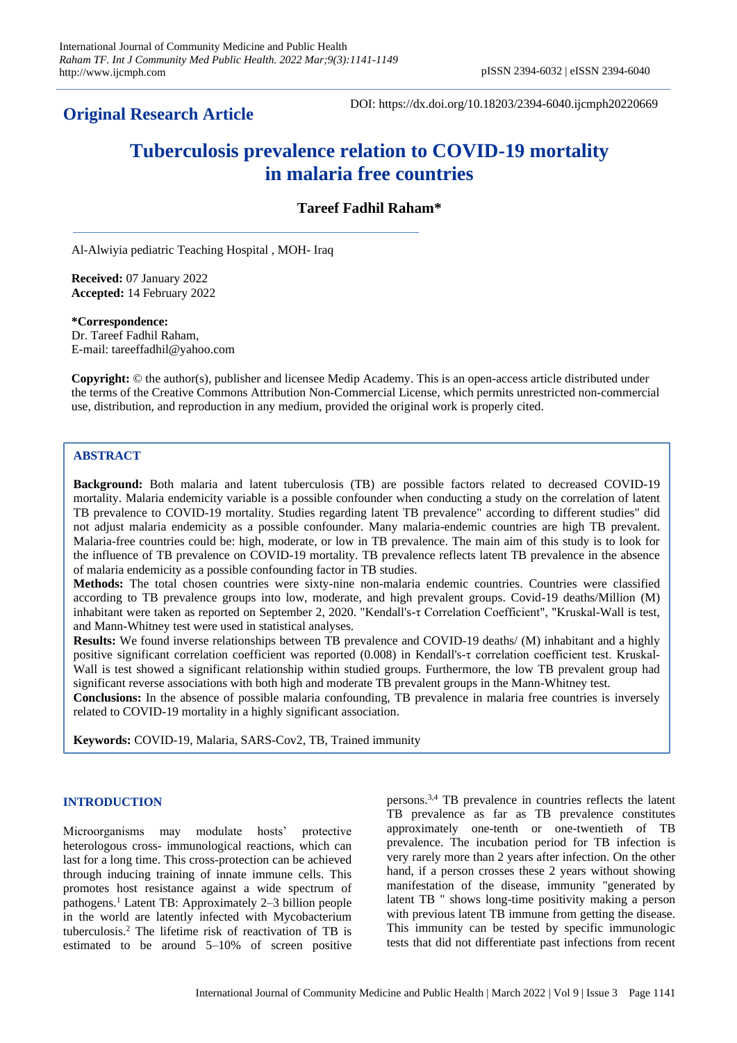## Original Research Article

DOI: https://dx.doi.org/10.18203/2394-6040.ijcmph20220669

# Tuberculosis prevalence relation to COVID-19 mortality in malaria free countries

**Tareef Fadhil Raham***

Al-Alwiyia pediatric Teaching Hospital , MOH- Iraq

**Received:** 07 January 2022
**Accepted:** 14 February 2022

***Correspondence:**
Dr. Tareef Fadhil Raham,
E-mail: tareeffadhil@yahoo.com

**Copyright:** © the author(s), publisher and licensee Medip Academy. This is an open-access article distributed under the terms of the Creative Commons Attribution Non-Commercial License, which permits unrestricted non-commercial use, distribution, and reproduction in any medium, provided the original work is properly cited.

## ABSTRACT

**Background:** Both malaria and latent tuberculosis (TB) are possible factors related to decreased COVID-19 mortality. Malaria endemicity variable is a possible confounder when conducting a study on the correlation of latent TB prevalence to COVID-19 mortality. Studies regarding latent TB prevalence" according to different studies" did not adjust malaria endemicity as a possible confounder. Many malaria-endemic countries are high TB prevalent. Malaria-free countries could be: high, moderate, or low in TB prevalence. The main aim of this study is to look for the influence of TB prevalence on COVID-19 mortality. TB prevalence reflects latent TB prevalence in the absence of malaria endemicity as a possible confounding factor in TB studies.

**Methods:** The total chosen countries were sixty-nine non-malaria endemic countries. Countries were classified according to TB prevalence groups into low, moderate, and high prevalent groups. Covid-19 deaths/Million (M) inhabitant were taken as reported on September 2, 2020. "Kendall's-τ Correlation Coefficient", "Kruskal-Wall is test, and Mann-Whitney test were used in statistical analyses.

**Results:** We found inverse relationships between TB prevalence and COVID-19 deaths/ (M) inhabitant and a highly positive significant correlation coefficient was reported (0.008) in Kendall's-τ correlation coefficient test. Kruskal-Wall is test showed a significant relationship within studied groups. Furthermore, the low TB prevalent group had significant reverse associations with both high and moderate TB prevalent groups in the Mann-Whitney test.

**Conclusions:** In the absence of possible malaria confounding, TB prevalence in malaria free countries is inversely related to COVID-19 mortality in a highly significant association.

**Keywords:** COVID-19, Malaria, SARS-Cov2, TB, Trained immunity

## INTRODUCTION

Microorganisms may modulate hosts' protective heterologous cross- immunological reactions, which can last for a long time. This cross-protection can be achieved through inducing training of innate immune cells. This promotes host resistance against a wide spectrum of pathogens.[1] Latent TB: Approximately 2–3 billion people in the world are latently infected with Mycobacterium tuberculosis.[2] The lifetime risk of reactivation of TB is estimated to be around 5–10% of screen positive persons.[3,4] TB prevalence in countries reflects the latent TB prevalence as far as TB prevalence constitutes approximately one-tenth or one-twentieth of TB prevalence. The incubation period for TB infection is very rarely more than 2 years after infection. On the other hand, if a person crosses these 2 years without showing manifestation of the disease, immunity "generated by latent TB " shows long-time positivity making a person with previous latent TB immune from getting the disease. This immunity can be tested by specific immunologic tests that did not differentiate past infections from recent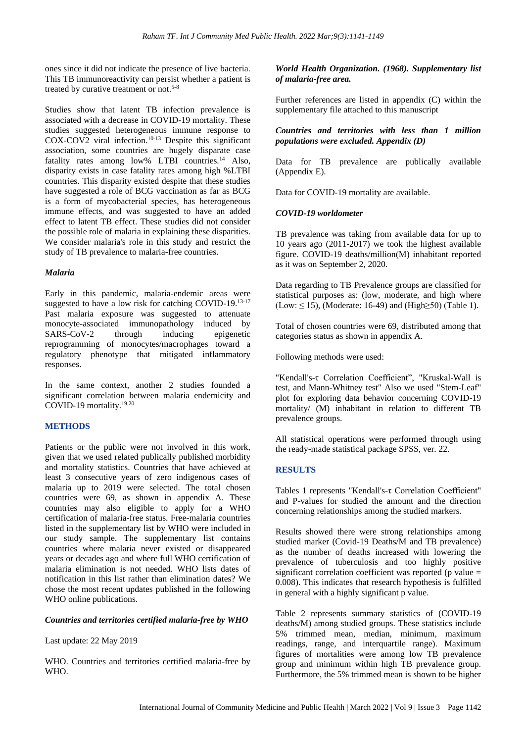ones since it did not indicate the presence of live bacteria. This TB immunoreactivity can persist whether a patient is treated by curative treatment or not.[5-8]

Studies show that latent TB infection prevalence is associated with a decrease in COVID-19 mortality. These studies suggested heterogeneous immune response to COX-COV2 viral infection.[10-13] Despite this significant association, some countries are hugely disparate case fatality rates among low% LTBI countries.[14] Also, disparity exists in case fatality rates among high %LTBI countries. This disparity existed despite that these studies have suggested a role of BCG vaccination as far as BCG is a form of mycobacterial species, has heterogeneous immune effects, and was suggested to have an added effect to latent TB effect. These studies did not consider the possible role of malaria in explaining these disparities. We consider malaria's role in this study and restrict the study of TB prevalence to malaria-free countries.

### *Malaria*

Early in this pandemic, malaria-endemic areas were suggested to have a low risk for catching COVID-19.[13-17] Past malaria exposure was suggested to attenuate monocyte-associated immunopathology induced by SARS-CoV-2 through inducing epigenetic reprogramming of monocytes/macrophages toward a regulatory phenotype that mitigated inflammatory responses.

In the same context, another 2 studies founded a significant correlation between malaria endemicity and COVID-19 mortality.[19,20]

## METHODS

Patients or the public were not involved in this work, given that we used related publically published morbidity and mortality statistics. Countries that have achieved at least 3 consecutive years of zero indigenous cases of malaria up to 2019 were selected. The total chosen countries were 69, as shown in appendix A. These countries may also eligible to apply for a WHO certification of malaria-free status. Free-malaria countries listed in the supplementary list by WHO were included in our study sample. The supplementary list contains countries where malaria never existed or disappeared years or decades ago and where full WHO certification of malaria elimination is not needed. WHO lists dates of notification in this list rather than elimination dates? We chose the most recent updates published in the following WHO online publications.

***Countries and territories certified malaria-free by WHO***

Last update: 22 May 2019

WHO. Countries and territories certified malaria-free by WHO.

***World Health Organization. (1968). Supplementary list of malaria-free area.***

Further references are listed in appendix (C) within the supplementary file attached to this manuscript

***Countries and territories with less than 1 million populations were excluded. Appendix (D)***

Data for TB prevalence are publically available (Appendix E).

Data for COVID-19 mortality are available.

***COVID-19 worldometer***

TB prevalence was taking from available data for up to 10 years ago (2011-2017) we took the highest available figure. COVID-19 deaths/million(M) inhabitant reported as it was on September 2, 2020.

Data regarding to TB Prevalence groups are classified for statistical purposes as: (low, moderate, and high where (Low: $\leq 15$), (Moderate: 16-49) and (High$\geq$50) (Table 1).

Total of chosen countries were 69, distributed among that categories status as shown in appendix A.

Following methods were used:

"Kendall's-τ Correlation Coefficient", "Kruskal-Wall is test, and Mann-Whitney test" Also we used "Stem-Leaf" plot for exploring data behavior concerning COVID-19 mortality/ (M) inhabitant in relation to different TB prevalence groups.

All statistical operations were performed through using the ready-made statistical package SPSS, ver. 22.

## RESULTS

Tables 1 represents "Kendall's-τ Correlation Coefficient" and P-values for studied the amount and the direction concerning relationships among the studied markers.

Results showed there were strong relationships among studied marker (Covid-19 Deaths/M and TB prevalence) as the number of deaths increased with lowering the prevalence of tuberculosis and too highly positive significant correlation coefficient was reported (p value = 0.008). This indicates that research hypothesis is fulfilled in general with a highly significant p value.

Table 2 represents summary statistics of (COVID-19 deaths/M) among studied groups. These statistics include 5% trimmed mean, median, minimum, maximum readings, range, and interquartile range). Maximum figures of mortalities were among low TB prevalence group and minimum within high TB prevalence group. Furthermore, the 5% trimmed mean is shown to be higher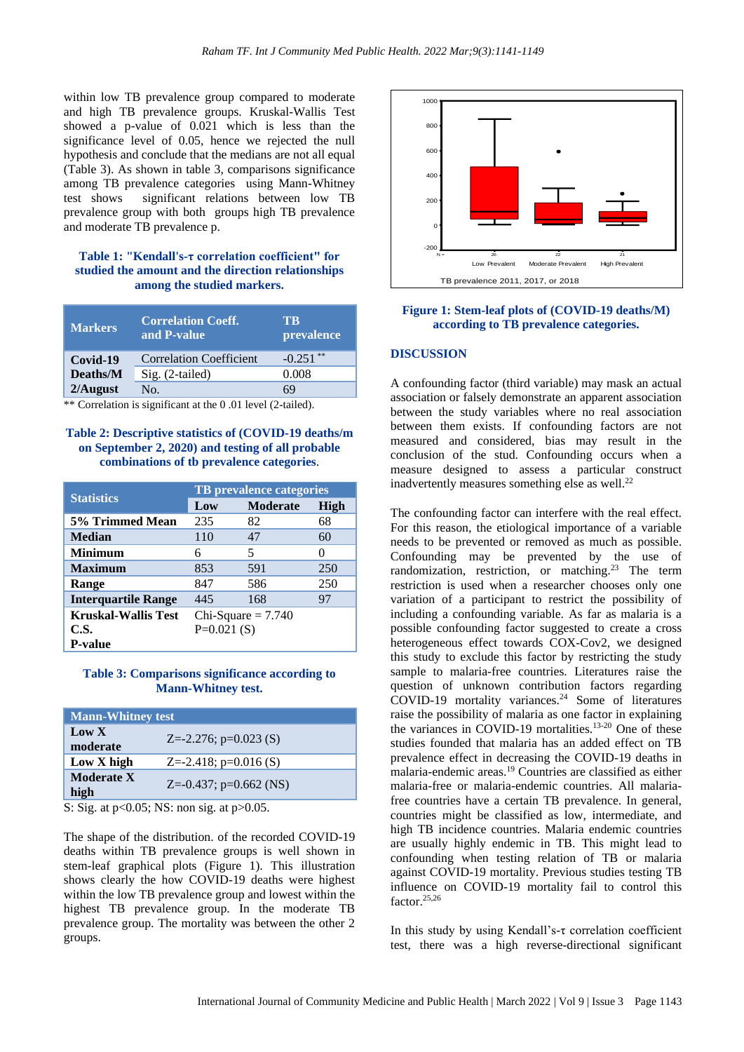within low TB prevalence group compared to moderate and high TB prevalence groups. Kruskal-Wallis Test showed a p-value of 0.021 which is less than the significance level of 0.05, hence we rejected the null hypothesis and conclude that the medians are not all equal (Table 3). As shown in table 3, comparisons significance among TB prevalence categories using Mann-Whitney test shows significant relations between low TB prevalence group with both groups high TB prevalence and moderate TB prevalence p.

**Table 1: "Kendall's-τ correlation coefficient" for studied the amount and the direction relationships among the studied markers.**

| Markers | Correlation Coeff. and P-value | TB prevalence |
|---|---|---|
| Covid-19 Deaths/M 2/August | Correlation Coefficient | -0.251 ** |
| | Sig. (2-tailed) | 0.008 |
| | No. | 69 |

** Correlation is significant at the 0 .01 level (2-tailed).

**Table 2: Descriptive statistics of (COVID-19 deaths/m on September 2, 2020) and testing of all probable combinations of tb prevalence categories.**

| Statistics | TB prevalence categories | | |
|---|---|---|---|
| | Low | Moderate | High |
| 5% Trimmed Mean | 235 | 82 | 68 |
| Median | 110 | 47 | 60 |
| Minimum | 6 | 5 | 0 |
| Maximum | 853 | 591 | 250 |
| Range | 847 | 586 | 250 |
| Interquartile Range | 445 | 168 | 97 |
| Kruskal-Wallis Test C.S. P-value | Chi-Square = 7.740 P=0.021 (S) | | |

**Table 3: Comparisons significance according to Mann-Whitney test.**

| Mann-Whitney test | |
|---|---|
| Low X moderate | Z=-2.276; p=0.023 (S) |
| Low X high | Z=-2.418; p=0.016 (S) |
| Moderate X high | Z=-0.437; p=0.662 (NS) |

S: Sig. at p<0.05; NS: non sig. at p>0.05.

The shape of the distribution. of the recorded COVID-19 deaths within TB prevalence groups is well shown in stem-leaf graphical plots (Figure 1). This illustration shows clearly the how COVID-19 deaths were highest within the low TB prevalence group and lowest within the highest TB prevalence group. In the moderate TB prevalence group. The mortality was between the other 2 groups.

**Figure 1: Stem-leaf plots of (COVID-19 deaths/M) according to TB prevalence categories.**

## DISCUSSION

A confounding factor (third variable) may mask an actual association or falsely demonstrate an apparent association between the study variables where no real association between them exists. If confounding factors are not measured and considered, bias may result in the conclusion of the stud. Confounding occurs when a measure designed to assess a particular construct inadvertently measures something else as well.[22]

The confounding factor can interfere with the real effect. For this reason, the etiological importance of a variable needs to be prevented or removed as much as possible. Confounding may be prevented by the use of randomization, restriction, or matching.[23] The term restriction is used when a researcher chooses only one variation of a participant to restrict the possibility of including a confounding variable. As far as malaria is a possible confounding factor suggested to create a cross heterogeneous effect towards COX-Cov2, we designed this study to exclude this factor by restricting the study sample to malaria-free countries. Literatures raise the question of unknown contribution factors regarding COVID-19 mortality variances.[24] Some of literatures raise the possibility of malaria as one factor in explaining the variances in COVID-19 mortalities.[13-20] One of these studies founded that malaria has an added effect on TB prevalence effect in decreasing the COVID-19 deaths in malaria-endemic areas.[19] Countries are classified as either malaria-free or malaria-endemic countries. All malaria-free countries have a certain TB prevalence. In general, countries might be classified as low, intermediate, and high TB incidence countries. Malaria endemic countries are usually highly endemic in TB. This might lead to confounding when testing relation of TB or malaria against COVID-19 mortality. Previous studies testing TB influence on COVID-19 mortality fail to control this factor.[25,26]

In this study by using Kendall's-τ correlation coefficient test, there was a high reverse-directional significant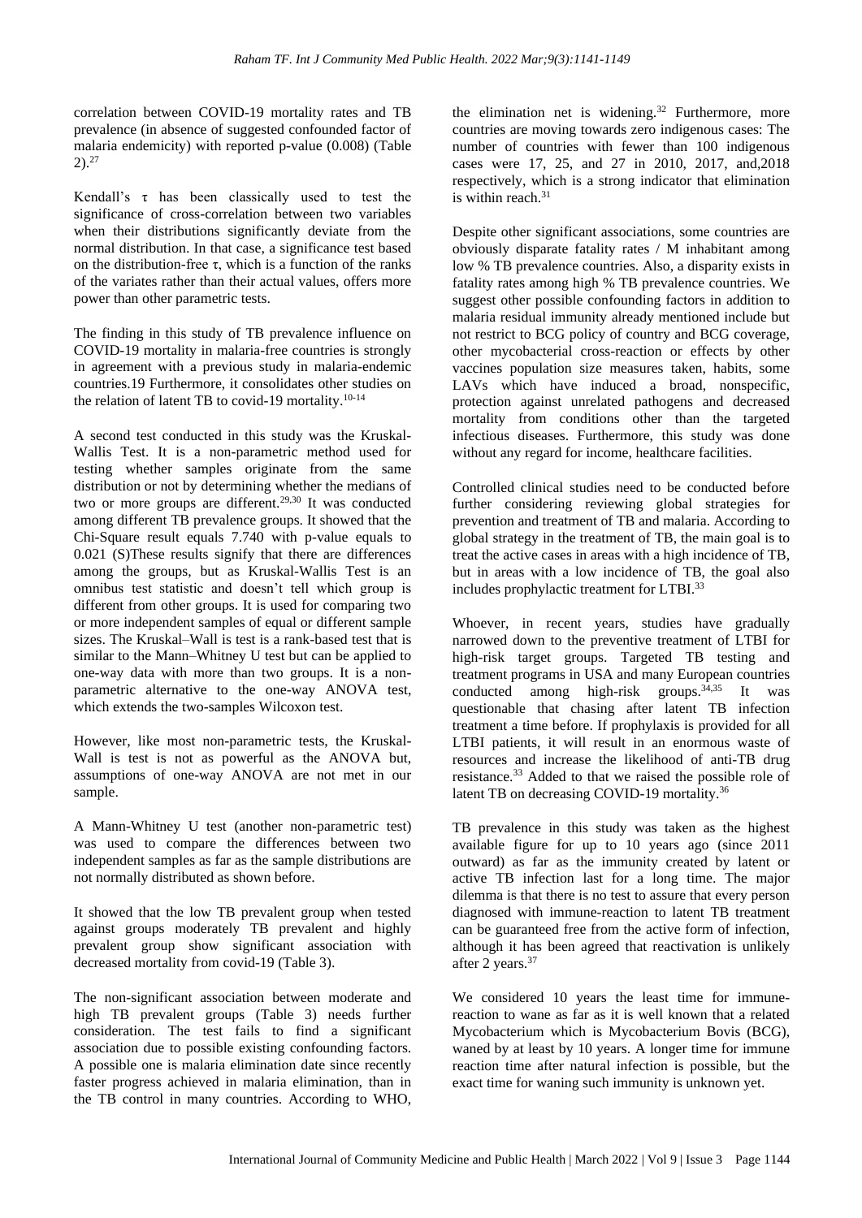correlation between COVID-19 mortality rates and TB prevalence (in absence of suggested confounded factor of malaria endemicity) with reported p-value (0.008) (Table 2).[27]

Kendall's τ has been classically used to test the significance of cross-correlation between two variables when their distributions significantly deviate from the normal distribution. In that case, a significance test based on the distribution-free τ, which is a function of the ranks of the variates rather than their actual values, offers more power than other parametric tests.

The finding in this study of TB prevalence influence on COVID-19 mortality in malaria-free countries is strongly in agreement with a previous study in malaria-endemic countries.19 Furthermore, it consolidates other studies on the relation of latent TB to covid-19 mortality.[10-14]

A second test conducted in this study was the Kruskal-Wallis Test. It is a non-parametric method used for testing whether samples originate from the same distribution or not by determining whether the medians of two or more groups are different.[29,30] It was conducted among different TB prevalence groups. It showed that the Chi-Square result equals 7.740 with p-value equals to 0.021 (S)These results signify that there are differences among the groups, but as Kruskal-Wallis Test is an omnibus test statistic and doesn't tell which group is different from other groups. It is used for comparing two or more independent samples of equal or different sample sizes. The Kruskal–Wall is test is a rank-based test that is similar to the Mann–Whitney U test but can be applied to one-way data with more than two groups. It is a non-parametric alternative to the one-way ANOVA test, which extends the two-samples Wilcoxon test.

However, like most non-parametric tests, the Kruskal-Wall is test is not as powerful as the ANOVA but, assumptions of one-way ANOVA are not met in our sample.

A Mann-Whitney U test (another non-parametric test) was used to compare the differences between two independent samples as far as the sample distributions are not normally distributed as shown before.

It showed that the low TB prevalent group when tested against groups moderately TB prevalent and highly prevalent group show significant association with decreased mortality from covid-19 (Table 3).

The non-significant association between moderate and high TB prevalent groups (Table 3) needs further consideration. The test fails to find a significant association due to possible existing confounding factors. A possible one is malaria elimination date since recently faster progress achieved in malaria elimination, than in the TB control in many countries. According to WHO, the elimination net is widening.[32] Furthermore, more countries are moving towards zero indigenous cases: The number of countries with fewer than 100 indigenous cases were 17, 25, and 27 in 2010, 2017, and,2018 respectively, which is a strong indicator that elimination is within reach.[31]

Despite other significant associations, some countries are obviously disparate fatality rates / M inhabitant among low % TB prevalence countries. Also, a disparity exists in fatality rates among high % TB prevalence countries. We suggest other possible confounding factors in addition to malaria residual immunity already mentioned include but not restrict to BCG policy of country and BCG coverage, other mycobacterial cross-reaction or effects by other vaccines population size measures taken, habits, some LAVs which have induced a broad, nonspecific, protection against unrelated pathogens and decreased mortality from conditions other than the targeted infectious diseases. Furthermore, this study was done without any regard for income, healthcare facilities.

Controlled clinical studies need to be conducted before further considering reviewing global strategies for prevention and treatment of TB and malaria. According to global strategy in the treatment of TB, the main goal is to treat the active cases in areas with a high incidence of TB, but in areas with a low incidence of TB, the goal also includes prophylactic treatment for LTBI.[33]

Whoever, in recent years, studies have gradually narrowed down to the preventive treatment of LTBI for high-risk target groups. Targeted TB testing and treatment programs in USA and many European countries conducted among high-risk groups.[34,35] It was questionable that chasing after latent TB infection treatment a time before. If prophylaxis is provided for all LTBI patients, it will result in an enormous waste of resources and increase the likelihood of anti-TB drug resistance.[33] Added to that we raised the possible role of latent TB on decreasing COVID-19 mortality.[36]

TB prevalence in this study was taken as the highest available figure for up to 10 years ago (since 2011 outward) as far as the immunity created by latent or active TB infection last for a long time. The major dilemma is that there is no test to assure that every person diagnosed with immune-reaction to latent TB treatment can be guaranteed free from the active form of infection, although it has been agreed that reactivation is unlikely after 2 years.[37]

We considered 10 years the least time for immune-reaction to wane as far as it is well known that a related Mycobacterium which is Mycobacterium Bovis (BCG), waned by at least by 10 years. A longer time for immune reaction time after natural infection is possible, but the exact time for waning such immunity is unknown yet.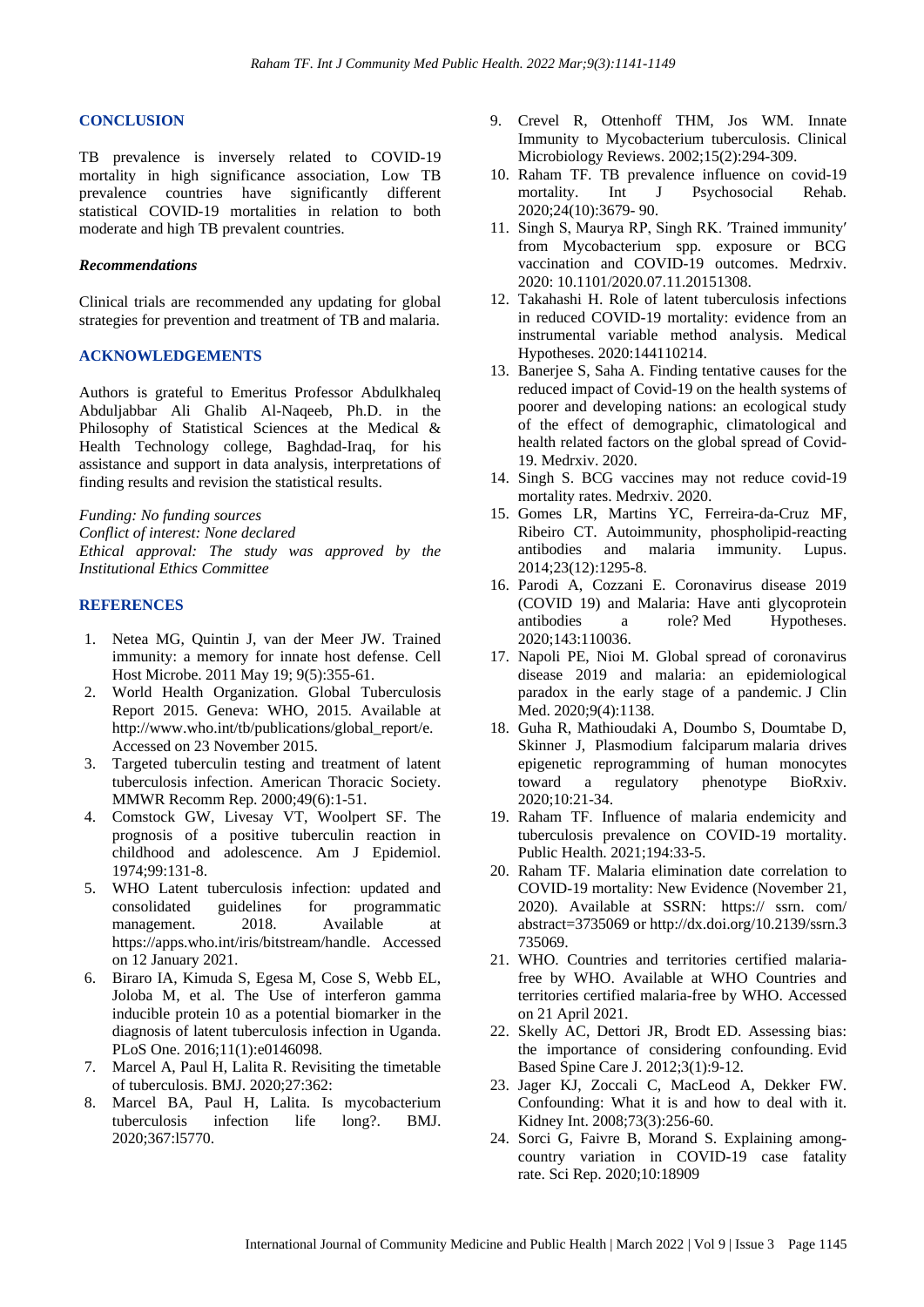## CONCLUSION

TB prevalence is inversely related to COVID-19 mortality in high significance association, Low TB prevalence countries have significantly different statistical COVID-19 mortalities in relation to both moderate and high TB prevalent countries.

### *Recommendations*

Clinical trials are recommended any updating for global strategies for prevention and treatment of TB and malaria.

## ACKNOWLEDGEMENTS

Authors is grateful to Emeritus Professor Abdulkhaleq Abduljabbar Ali Ghalib Al-Naqeeb, Ph.D. in the Philosophy of Statistical Sciences at the Medical & Health Technology college, Baghdad-Iraq, for his assistance and support in data analysis, interpretations of finding results and revision the statistical results.

*Funding: No funding sources*
*Conflict of interest: None declared*
*Ethical approval: The study was approved by the Institutional Ethics Committee*

## REFERENCES

1. Netea MG, Quintin J, van der Meer JW. Trained immunity: a memory for innate host defense. Cell Host Microbe. 2011 May 19; 9(5):355-61.
2. World Health Organization. Global Tuberculosis Report 2015. Geneva: WHO, 2015. Available at http://www.who.int/tb/publications/global_report/e. Accessed on 23 November 2015.
3. Targeted tuberculin testing and treatment of latent tuberculosis infection. American Thoracic Society. MMWR Recomm Rep. 2000;49(6):1-51.
4. Comstock GW, Livesay VT, Woolpert SF. The prognosis of a positive tuberculin reaction in childhood and adolescence. Am J Epidemiol. 1974;99:131-8.
5. WHO Latent tuberculosis infection: updated and consolidated guidelines for programmatic management. 2018. Available at https://apps.who.int/iris/bitstream/handle. Accessed on 12 January 2021.
6. Biraro IA, Kimuda S, Egesa M, Cose S, Webb EL, Joloba M, et al. The Use of interferon gamma inducible protein 10 as a potential biomarker in the diagnosis of latent tuberculosis infection in Uganda. PLoS One. 2016;11(1):e0146098.
7. Marcel A, Paul H, Lalita R. Revisiting the timetable of tuberculosis. BMJ. 2020;27:362:
8. Marcel BA, Paul H, Lalita. Is mycobacterium tuberculosis infection life long?. BMJ. 2020;367:l5770.
9. Crevel R, Ottenhoff THM, Jos WM. Innate Immunity to Mycobacterium tuberculosis. Clinical Microbiology Reviews. 2002;15(2):294-309.
10. Raham TF. TB prevalence influence on covid-19 mortality. Int J Psychosocial Rehab. 2020;24(10):3679- 90.
11. Singh S, Maurya RP, Singh RK. ′Trained immunity′ from Mycobacterium spp. exposure or BCG vaccination and COVID-19 outcomes. Medrxiv. 2020: 10.1101/2020.07.11.20151308.
12. Takahashi H. Role of latent tuberculosis infections in reduced COVID-19 mortality: evidence from an instrumental variable method analysis. Medical Hypotheses. 2020:144110214.
13. Banerjee S, Saha A. Finding tentative causes for the reduced impact of Covid-19 on the health systems of poorer and developing nations: an ecological study of the effect of demographic, climatological and health related factors on the global spread of Covid-19. Medrxiv. 2020.
14. Singh S. BCG vaccines may not reduce covid-19 mortality rates. Medrxiv. 2020.
15. Gomes LR, Martins YC, Ferreira-da-Cruz MF, Ribeiro CT. Autoimmunity, phospholipid-reacting antibodies and malaria immunity. Lupus. 2014;23(12):1295-8.
16. Parodi A, Cozzani E. Coronavirus disease 2019 (COVID 19) and Malaria: Have anti glycoprotein antibodies a role? Med Hypotheses. 2020;143:110036.
17. Napoli PE, Nioi M. Global spread of coronavirus disease 2019 and malaria: an epidemiological paradox in the early stage of a pandemic. J Clin Med. 2020;9(4):1138.
18. Guha R, Mathioudaki A, Doumbo S, Doumtabe D, Skinner J, Plasmodium falciparum malaria drives epigenetic reprogramming of human monocytes toward a regulatory phenotype BioRxiv. 2020;10:21-34.
19. Raham TF. Influence of malaria endemicity and tuberculosis prevalence on COVID-19 mortality. Public Health. 2021;194:33-5.
20. Raham TF. Malaria elimination date correlation to COVID-19 mortality: New Evidence (November 21, 2020). Available at SSRN: https:// ssrn. com/ abstract=3735069 or http://dx.doi.org/10.2139/ssrn.3735069.
21. WHO. Countries and territories certified malaria-free by WHO. Available at WHO Countries and territories certified malaria-free by WHO. Accessed on 21 April 2021.
22. Skelly AC, Dettori JR, Brodt ED. Assessing bias: the importance of considering confounding. Evid Based Spine Care J. 2012;3(1):9-12.
23. Jager KJ, Zoccali C, MacLeod A, Dekker FW. Confounding: What it is and how to deal with it. Kidney Int. 2008;73(3):256-60.
24. Sorci G, Faivre B, Morand S. Explaining among-country variation in COVID-19 case fatality rate. Sci Rep. 2020;10:18909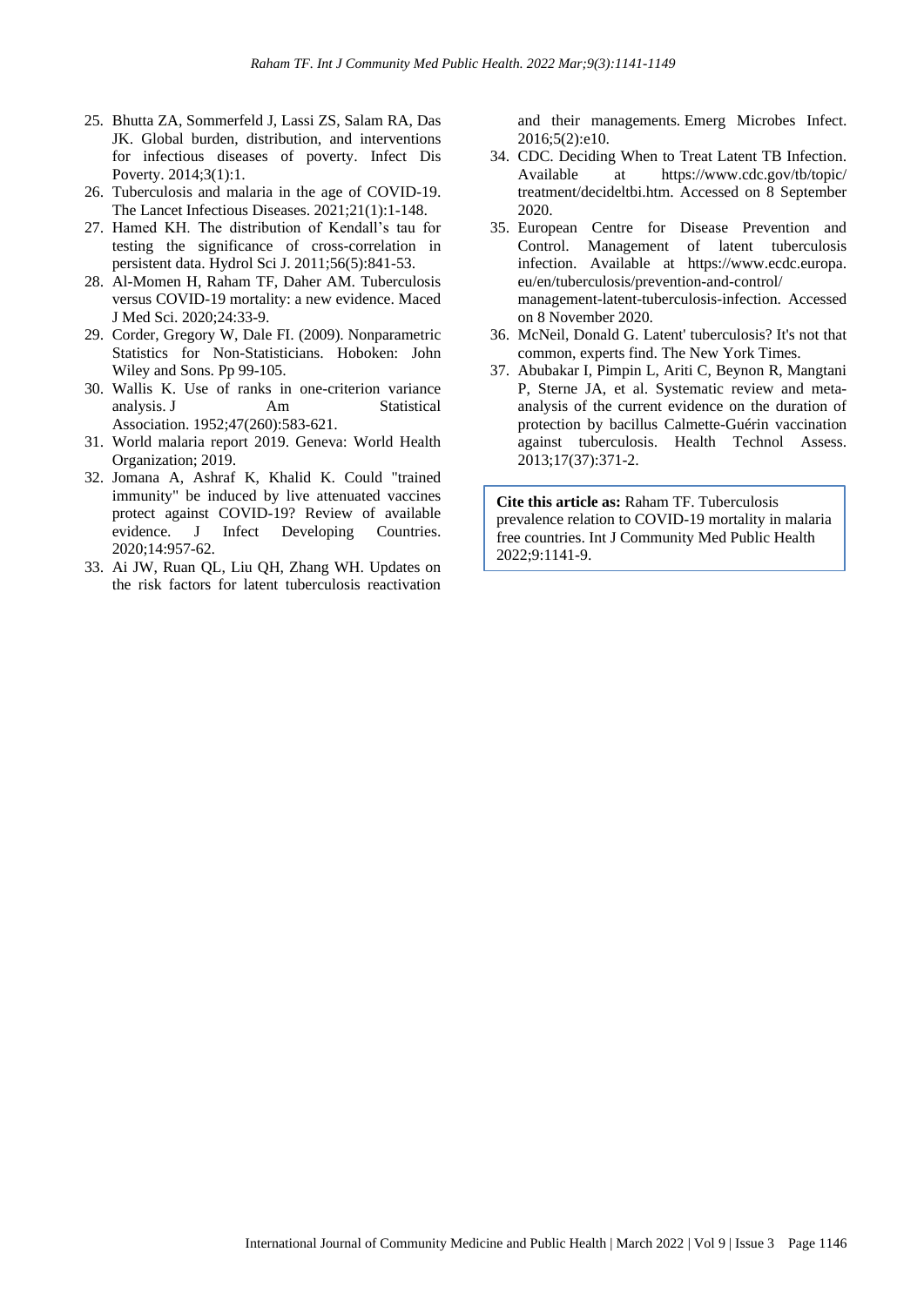25. Bhutta ZA, Sommerfeld J, Lassi ZS, Salam RA, Das JK. Global burden, distribution, and interventions for infectious diseases of poverty. Infect Dis Poverty. 2014;3(1):1.
26. Tuberculosis and malaria in the age of COVID-19. The Lancet Infectious Diseases. 2021;21(1):1-148.
27. Hamed KH. The distribution of Kendall's tau for testing the significance of cross-correlation in persistent data. Hydrol Sci J. 2011;56(5):841-53.
28. Al-Momen H, Raham TF, Daher AM. Tuberculosis versus COVID-19 mortality: a new evidence. Maced J Med Sci. 2020;24:33-9.
29. Corder, Gregory W, Dale FI. (2009). Nonparametric Statistics for Non-Statisticians. Hoboken: John Wiley and Sons. Pp 99-105.
30. Wallis K. Use of ranks in one-criterion variance analysis. J Am Statistical Association. 1952;47(260):583-621.
31. World malaria report 2019. Geneva: World Health Organization; 2019.
32. Jomana A, Ashraf K, Khalid K. Could "trained immunity" be induced by live attenuated vaccines protect against COVID-19? Review of available evidence. J Infect Developing Countries. 2020;14:957-62.
33. Ai JW, Ruan QL, Liu QH, Zhang WH. Updates on the risk factors for latent tuberculosis reactivation and their managements. Emerg Microbes Infect. 2016;5(2):e10.
34. CDC. Deciding When to Treat Latent TB Infection. Available at https://www.cdc.gov/tb/topic/treatment/decideltbi.htm. Accessed on 8 September 2020.
35. European Centre for Disease Prevention and Control. Management of latent tuberculosis infection. Available at https://www.ecdc.europa.eu/en/tuberculosis/prevention-and-control/management-latent-tuberculosis-infection. Accessed on 8 November 2020.
36. McNeil, Donald G. Latent' tuberculosis? It's not that common, experts find. The New York Times.
37. Abubakar I, Pimpin L, Ariti C, Beynon R, Mangtani P, Sterne JA, et al. Systematic review and meta-analysis of the current evidence on the duration of protection by bacillus Calmette-Guérin vaccination against tuberculosis. Health Technol Assess. 2013;17(37):371-2.

**Cite this article as:** Raham TF. Tuberculosis prevalence relation to COVID-19 mortality in malaria free countries. Int J Community Med Public Health 2022;9:1141-9.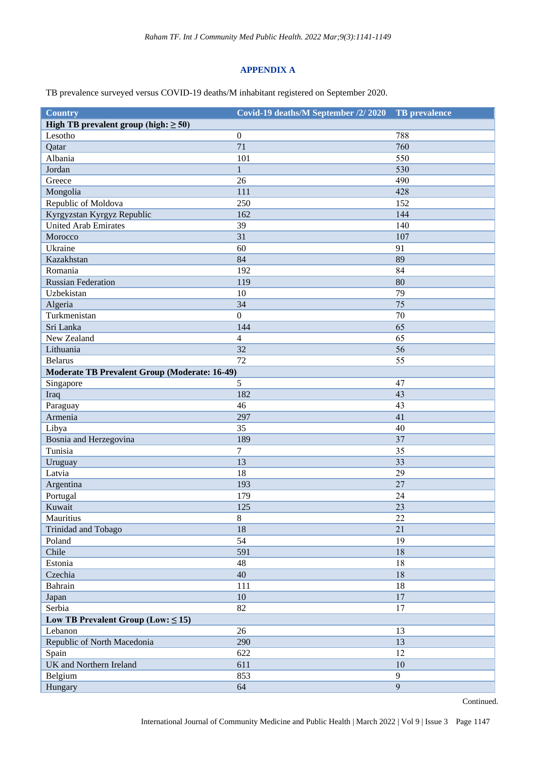## APPENDIX A

TB prevalence surveyed versus COVID-19 deaths/M inhabitant registered on September 2020.

| Country | Covid-19 deaths/M September /2/ 2020 | TB prevalence |
|---|---|---|
| **High TB prevalent group (high: ≥ 50)** | | |
| Lesotho | 0 | 788 |
| Qatar | 71 | 760 |
| Albania | 101 | 550 |
| Jordan | 1 | 530 |
| Greece | 26 | 490 |
| Mongolia | 111 | 428 |
| Republic of Moldova | 250 | 152 |
| Kyrgyzstan Kyrgyz Republic | 162 | 144 |
| United Arab Emirates | 39 | 140 |
| Morocco | 31 | 107 |
| Ukraine | 60 | 91 |
| Kazakhstan | 84 | 89 |
| Romania | 192 | 84 |
| Russian Federation | 119 | 80 |
| Uzbekistan | 10 | 79 |
| Algeria | 34 | 75 |
| Turkmenistan | 0 | 70 |
| Sri Lanka | 144 | 65 |
| New Zealand | 4 | 65 |
| Lithuania | 32 | 56 |
| Belarus | 72 | 55 |
| **Moderate TB Prevalent Group (Moderate: 16-49)** | | |
| Singapore | 5 | 47 |
| Iraq | 182 | 43 |
| Paraguay | 46 | 43 |
| Armenia | 297 | 41 |
| Libya | 35 | 40 |
| Bosnia and Herzegovina | 189 | 37 |
| Tunisia | 7 | 35 |
| Uruguay | 13 | 33 |
| Latvia | 18 | 29 |
| Argentina | 193 | 27 |
| Portugal | 179 | 24 |
| Kuwait | 125 | 23 |
| Mauritius | 8 | 22 |
| Trinidad and Tobago | 18 | 21 |
| Poland | 54 | 19 |
| Chile | 591 | 18 |
| Estonia | 48 | 18 |
| Czechia | 40 | 18 |
| Bahrain | 111 | 18 |
| Japan | 10 | 17 |
| Serbia | 82 | 17 |
| **Low TB Prevalent Group (Low: ≤ 15)** | | |
| Lebanon | 26 | 13 |
| Republic of North Macedonia | 290 | 13 |
| Spain | 622 | 12 |
| UK and Northern Ireland | 611 | 10 |
| Belgium | 853 | 9 |
| Hungary | 64 | 9 |

Continued.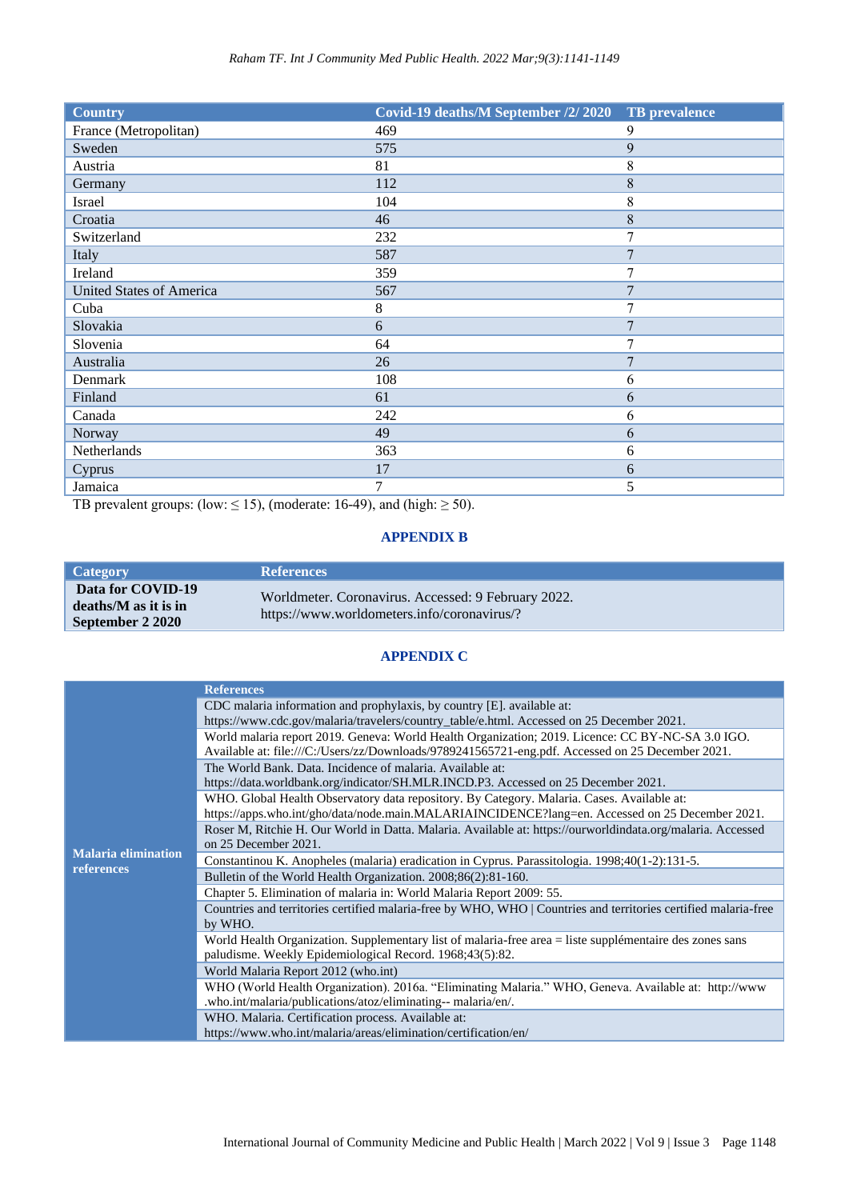| Country | Covid-19 deaths/M September /2/ 2020 | TB prevalence |
|---|---|---|
| France (Metropolitan) | 469 | 9 |
| Sweden | 575 | 9 |
| Austria | 81 | 8 |
| Germany | 112 | 8 |
| Israel | 104 | 8 |
| Croatia | 46 | 8 |
| Switzerland | 232 | 7 |
| Italy | 587 | 7 |
| Ireland | 359 | 7 |
| United States of America | 567 | 7 |
| Cuba | 8 | 7 |
| Slovakia | 6 | 7 |
| Slovenia | 64 | 7 |
| Australia | 26 | 7 |
| Denmark | 108 | 6 |
| Finland | 61 | 6 |
| Canada | 242 | 6 |
| Norway | 49 | 6 |
| Netherlands | 363 | 6 |
| Cyprus | 17 | 6 |
| Jamaica | 7 | 5 |

TB prevalent groups: (low: ≤ 15), (moderate: 16-49), and (high: ≥ 50).

## APPENDIX B

| Category | References |
|---|---|
| **Data for COVID-19 deaths/M as it is in September 2 2020** | Worldmeter. Coronavirus. Accessed: 9 February 2022. https://www.worldometers.info/coronavirus/? |

## APPENDIX C

| | References |
|---|---|
| **Malaria elimination references** | CDC malaria information and prophylaxis, by country [E]. available at: https://www.cdc.gov/malaria/travelers/country_table/e.html. Accessed on 25 December 2021. |
| | World malaria report 2019. Geneva: World Health Organization; 2019. Licence: CC BY-NC-SA 3.0 IGO. Available at: file:///C:/Users/zz/Downloads/9789241565721-eng.pdf. Accessed on 25 December 2021. |
| | The World Bank. Data. Incidence of malaria. Available at: https://data.worldbank.org/indicator/SH.MLR.INCD.P3. Accessed on 25 December 2021. |
| | WHO. Global Health Observatory data repository. By Category. Malaria. Cases. Available at: https://apps.who.int/gho/data/node.main.MALARIAINCIDENCE?lang=en. Accessed on 25 December 2021. |
| | Roser M, Ritchie H. Our World in Datta. Malaria. Available at: https://ourworldindata.org/malaria. Accessed on 25 December 2021. |
| | Constantinou K. Anopheles (malaria) eradication in Cyprus. Parassitologia. 1998;40(1-2):131-5. |
| | Bulletin of the World Health Organization. 2008;86(2):81-160. |
| | Chapter 5. Elimination of malaria in: World Malaria Report 2009: 55. |
| | Countries and territories certified malaria-free by WHO, WHO \| Countries and territories certified malaria-free by WHO. |
| | World Health Organization. Supplementary list of malaria-free area = liste supplémentaire des zones sans paludisme. Weekly Epidemiological Record. 1968;43(5):82. |
| | World Malaria Report 2012 (who.int) |
| | WHO (World Health Organization). 2016a. "Eliminating Malaria." WHO, Geneva. Available at: http://www.who.int/malaria/publications/atoz/eliminating-- malaria/en/. |
| | WHO. Malaria. Certification process. Available at: https://www.who.int/malaria/areas/elimination/certification/en/ |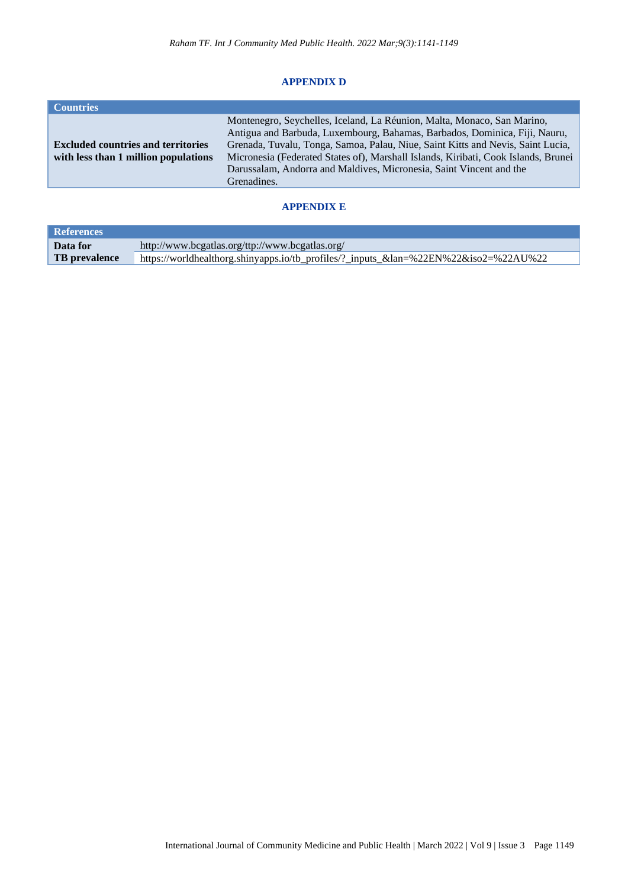## APPENDIX D

| Countries | |
|---|---|
| **Excluded countries and territories with less than 1 million populations** | Montenegro, Seychelles, Iceland, La Réunion, Malta, Monaco, San Marino, Antigua and Barbuda, Luxembourg, Bahamas, Barbados, Dominica, Fiji, Nauru, Grenada, Tuvalu, Tonga, Samoa, Palau, Niue, Saint Kitts and Nevis, Saint Lucia, Micronesia (Federated States of), Marshall Islands, Kiribati, Cook Islands, Brunei Darussalam, Andorra and Maldives, Micronesia, Saint Vincent and the Grenadines. |

## APPENDIX E

| References | |
|---|---|
| **Data for** | http://www.bcgatlas.org/ttp://www.bcgatlas.org/ |
| **TB prevalence** | https://worldhealthorg.shinyapps.io/tb_profiles/?_inputs_&lan=%22EN%22&iso2=%22AU%22 |